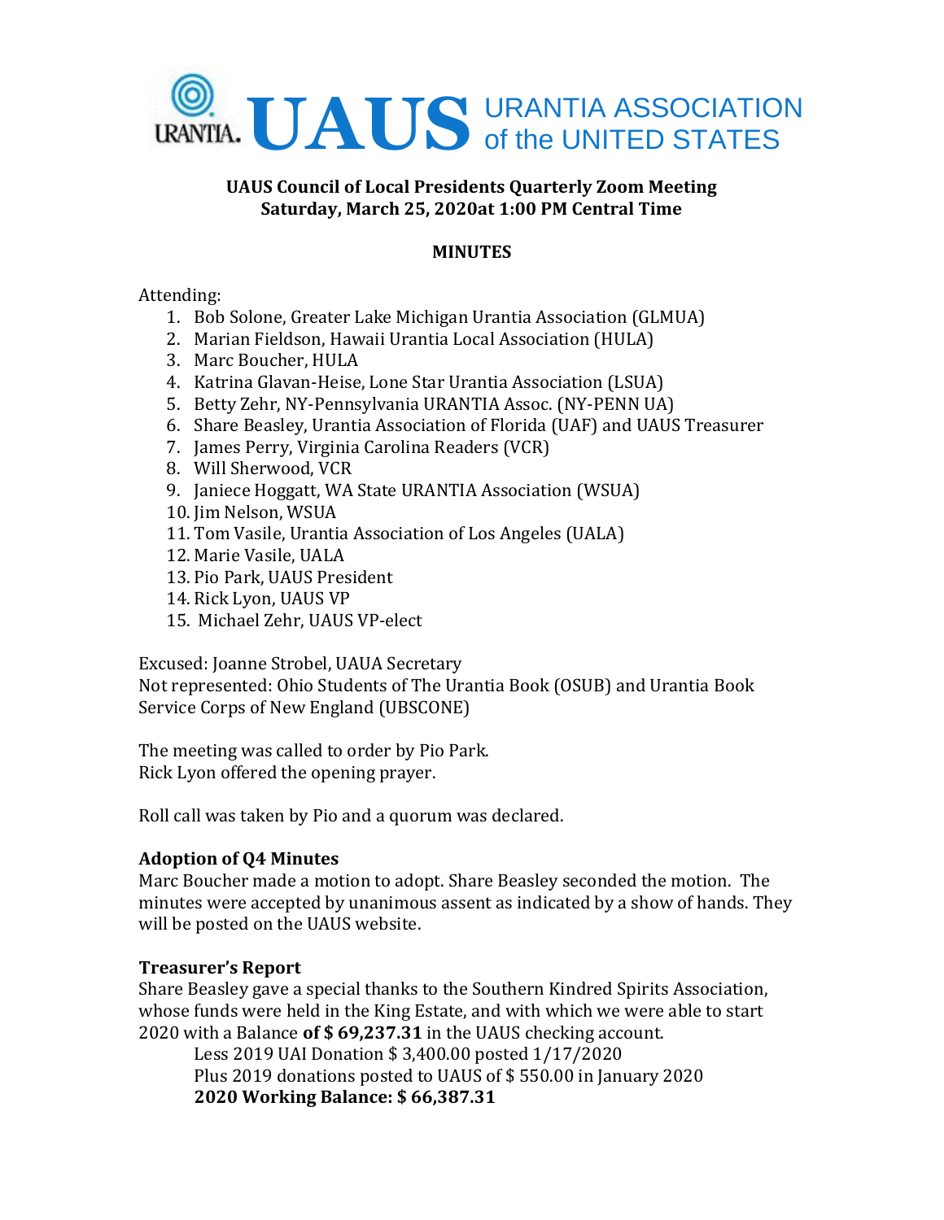# UAUS URANTIA ASSOCIATION of the UNITED STATES

**UAUS Council of Local Presidents Quarterly Zoom Meeting**
**Saturday, March 25, 2020at 1:00 PM Central Time**

**MINUTES**

Attending:

1. Bob Solone, Greater Lake Michigan Urantia Association (GLMUA)
2. Marian Fieldson, Hawaii Urantia Local Association (HULA)
3. Marc Boucher, HULA
4. Katrina Glavan-Heise, Lone Star Urantia Association (LSUA)
5. Betty Zehr, NY-Pennsylvania URANTIA Assoc. (NY-PENN UA)
6. Share Beasley, Urantia Association of Florida (UAF) and UAUS Treasurer
7. James Perry, Virginia Carolina Readers (VCR)
8. Will Sherwood, VCR
9. Janiece Hoggatt, WA State URANTIA Association (WSUA)
10. Jim Nelson, WSUA
11. Tom Vasile, Urantia Association of Los Angeles (UALA)
12. Marie Vasile, UALA
13. Pio Park, UAUS President
14. Rick Lyon, UAUS VP
15. Michael Zehr, UAUS VP-elect

Excused: Joanne Strobel, UAUA Secretary
Not represented: Ohio Students of The Urantia Book (OSUB) and Urantia Book Service Corps of New England (UBSCONE)

The meeting was called to order by Pio Park.
Rick Lyon offered the opening prayer.

Roll call was taken by Pio and a quorum was declared.

### Adoption of Q4 Minutes

Marc Boucher made a motion to adopt. Share Beasley seconded the motion. The minutes were accepted by unanimous assent as indicated by a show of hands. They will be posted on the UAUS website.

### Treasurer's Report

Share Beasley gave a special thanks to the Southern Kindred Spirits Association, whose funds were held in the King Estate, and with which we were able to start 2020 with a Balance **of $ 69,237.31** in the UAUS checking account.

Less 2019 UAI Donation $ 3,400.00 posted 1/17/2020
Plus 2019 donations posted to UAUS of $ 550.00 in January 2020
**2020 Working Balance: $ 66,387.31**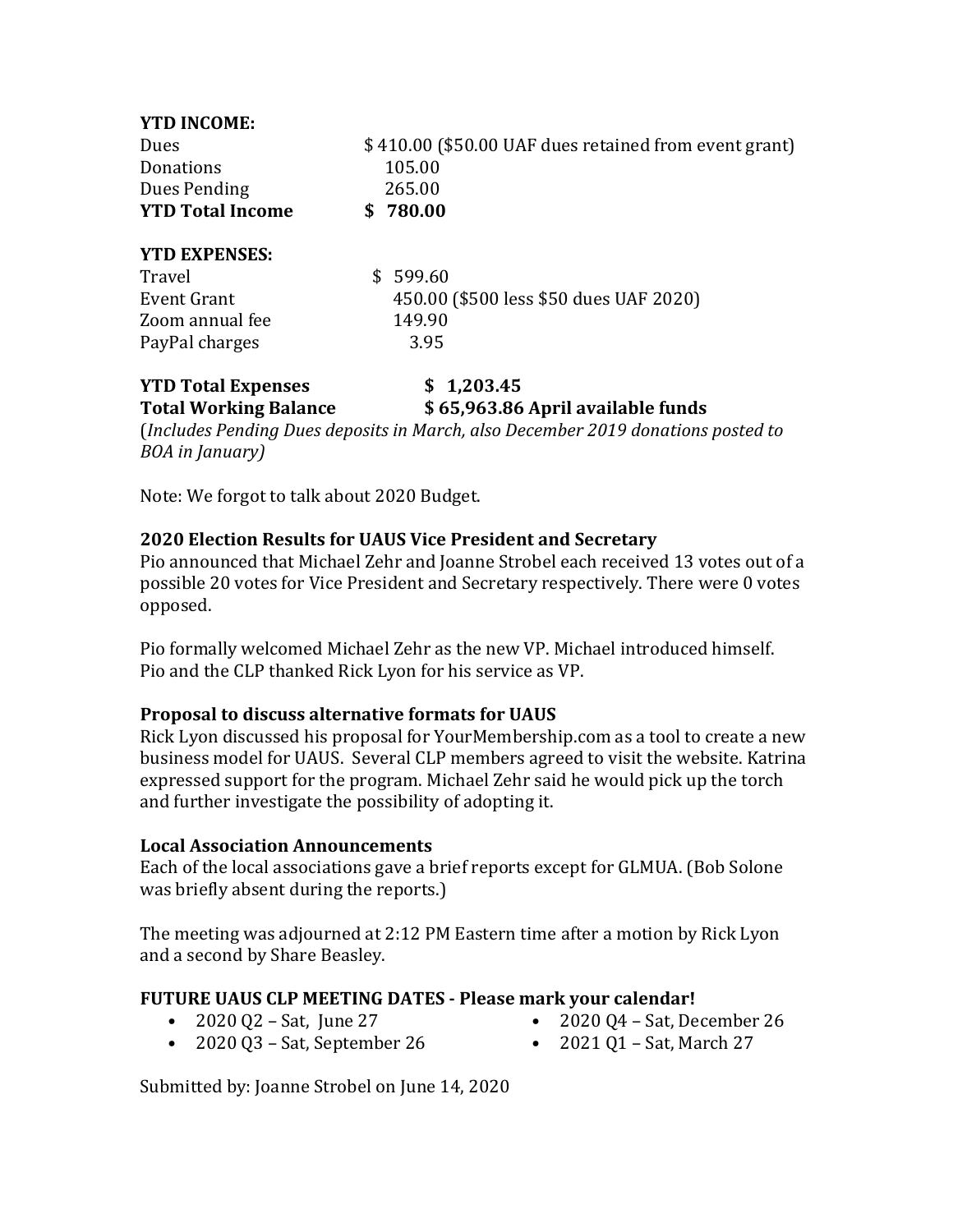**YTD INCOME:**

| | |
|---|---|
| Dues | $ 410.00 ($50.00 UAF dues retained from event grant) |
| Donations | 105.00 |
| Dues Pending | 265.00 |
| **YTD Total Income** | **$ 780.00** |

**YTD EXPENSES:**

| | |
|---|---|
| Travel | $ 599.60 |
| Event Grant | 450.00 ($500 less $50 dues UAF 2020) |
| Zoom annual fee | 149.90 |
| PayPal charges | 3.95 |

**YTD Total Expenses** **$ 1,203.45**
**Total Working Balance** **$ 65,963.86 April available funds**
(*Includes Pending Dues deposits in March, also December 2019 donations posted to BOA in January)*

Note: We forgot to talk about 2020 Budget.

**2020 Election Results for UAUS Vice President and Secretary**

Pio announced that Michael Zehr and Joanne Strobel each received 13 votes out of a possible 20 votes for Vice President and Secretary respectively. There were 0 votes opposed.

Pio formally welcomed Michael Zehr as the new VP. Michael introduced himself. Pio and the CLP thanked Rick Lyon for his service as VP.

**Proposal to discuss alternative formats for UAUS**

Rick Lyon discussed his proposal for YourMembership.com as a tool to create a new business model for UAUS. Several CLP members agreed to visit the website. Katrina expressed support for the program. Michael Zehr said he would pick up the torch and further investigate the possibility of adopting it.

**Local Association Announcements**

Each of the local associations gave a brief reports except for GLMUA. (Bob Solone was briefly absent during the reports.)

The meeting was adjourned at 2:12 PM Eastern time after a motion by Rick Lyon and a second by Share Beasley.

**FUTURE UAUS CLP MEETING DATES - Please mark your calendar!**

- 2020 Q2 – Sat, June 27
- 2020 Q3 – Sat, September 26
- 2020 Q4 – Sat, December 26
- 2021 Q1 – Sat, March 27

Submitted by: Joanne Strobel on June 14, 2020